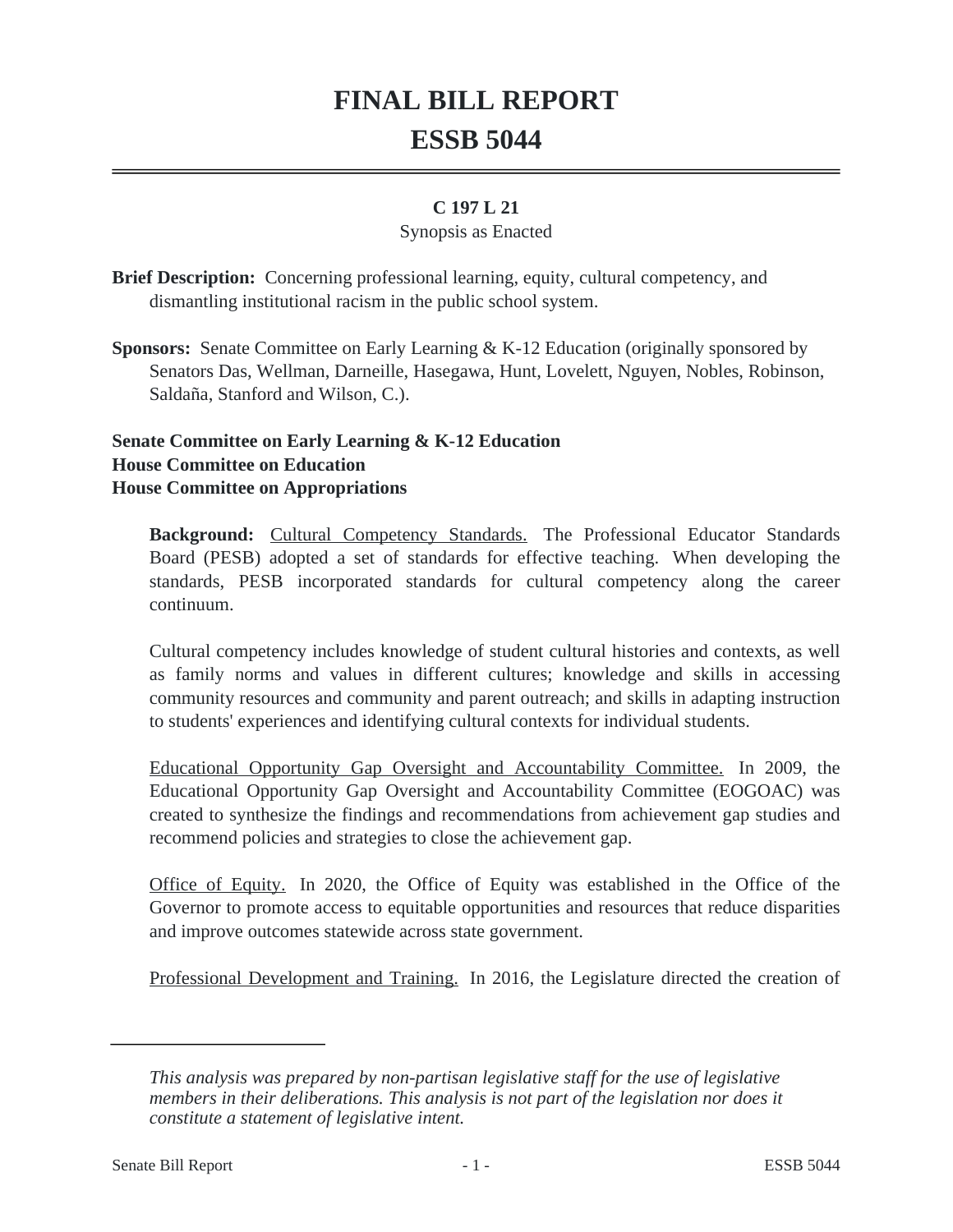# FINAL BILL REPORT

# ESSB 5044

**C 197 L 21**

Synopsis as Enacted

**Brief Description:** Concerning professional learning, equity, cultural competency, and dismantling institutional racism in the public school system.

**Sponsors:** Senate Committee on Early Learning & K-12 Education (originally sponsored by Senators Das, Wellman, Darneille, Hasegawa, Hunt, Lovelett, Nguyen, Nobles, Robinson, Saldaña, Stanford and Wilson, C.).

**Senate Committee on Early Learning & K-12 Education**
**House Committee on Education**
**House Committee on Appropriations**

**Background:** Cultural Competency Standards. The Professional Educator Standards Board (PESB) adopted a set of standards for effective teaching. When developing the standards, PESB incorporated standards for cultural competency along the career continuum.

Cultural competency includes knowledge of student cultural histories and contexts, as well as family norms and values in different cultures; knowledge and skills in accessing community resources and community and parent outreach; and skills in adapting instruction to students' experiences and identifying cultural contexts for individual students.

Educational Opportunity Gap Oversight and Accountability Committee. In 2009, the Educational Opportunity Gap Oversight and Accountability Committee (EOGOAC) was created to synthesize the findings and recommendations from achievement gap studies and recommend policies and strategies to close the achievement gap.

Office of Equity. In 2020, the Office of Equity was established in the Office of the Governor to promote access to equitable opportunities and resources that reduce disparities and improve outcomes statewide across state government.

Professional Development and Training. In 2016, the Legislature directed the creation of

---

*This analysis was prepared by non-partisan legislative staff for the use of legislative members in their deliberations. This analysis is not part of the legislation nor does it constitute a statement of legislative intent.*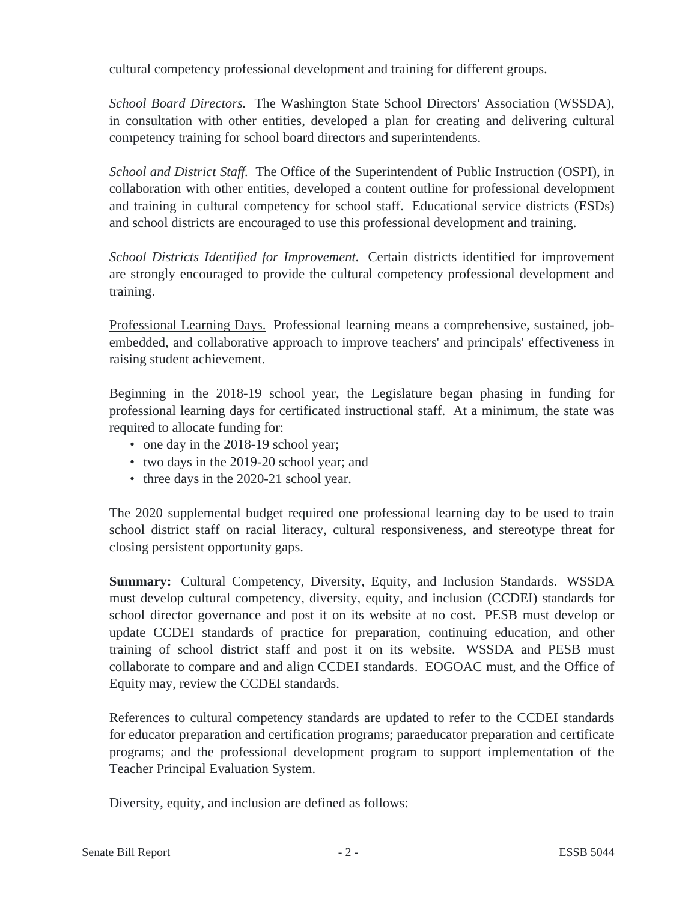cultural competency professional development and training for different groups.

*School Board Directors.* The Washington State School Directors' Association (WSSDA), in consultation with other entities, developed a plan for creating and delivering cultural competency training for school board directors and superintendents.

*School and District Staff.* The Office of the Superintendent of Public Instruction (OSPI), in collaboration with other entities, developed a content outline for professional development and training in cultural competency for school staff. Educational service districts (ESDs) and school districts are encouraged to use this professional development and training.

*School Districts Identified for Improvement.* Certain districts identified for improvement are strongly encouraged to provide the cultural competency professional development and training.

<u>Professional Learning Days.</u> Professional learning means a comprehensive, sustained, job-embedded, and collaborative approach to improve teachers' and principals' effectiveness in raising student achievement.

Beginning in the 2018-19 school year, the Legislature began phasing in funding for professional learning days for certificated instructional staff. At a minimum, the state was required to allocate funding for:

- one day in the 2018-19 school year;
- two days in the 2019-20 school year; and
- three days in the 2020-21 school year.

The 2020 supplemental budget required one professional learning day to be used to train school district staff on racial literacy, cultural responsiveness, and stereotype threat for closing persistent opportunity gaps.

**Summary:** <u>Cultural Competency, Diversity, Equity, and Inclusion Standards.</u> WSSDA must develop cultural competency, diversity, equity, and inclusion (CCDEI) standards for school director governance and post it on its website at no cost. PESB must develop or update CCDEI standards of practice for preparation, continuing education, and other training of school district staff and post it on its website. WSSDA and PESB must collaborate to compare and and align CCDEI standards. EOGOAC must, and the Office of Equity may, review the CCDEI standards.

References to cultural competency standards are updated to refer to the CCDEI standards for educator preparation and certification programs; paraeducator preparation and certificate programs; and the professional development program to support implementation of the Teacher Principal Evaluation System.

Diversity, equity, and inclusion are defined as follows: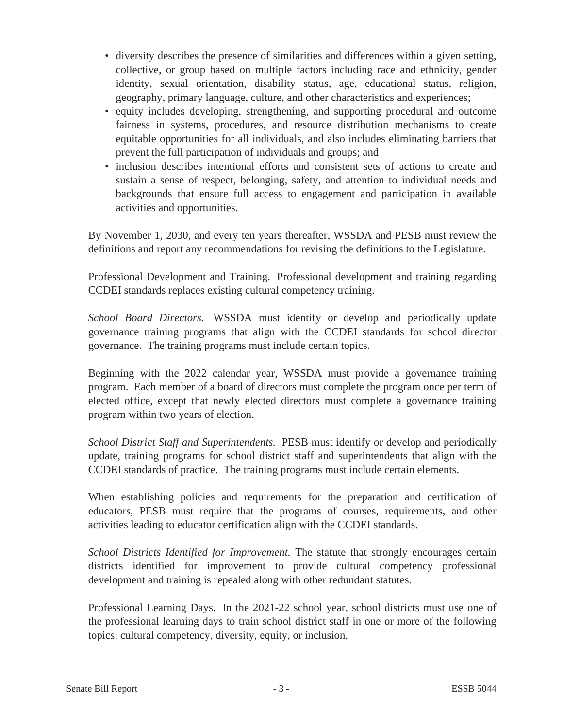- diversity describes the presence of similarities and differences within a given setting, collective, or group based on multiple factors including race and ethnicity, gender identity, sexual orientation, disability status, age, educational status, religion, geography, primary language, culture, and other characteristics and experiences;
- equity includes developing, strengthening, and supporting procedural and outcome fairness in systems, procedures, and resource distribution mechanisms to create equitable opportunities for all individuals, and also includes eliminating barriers that prevent the full participation of individuals and groups; and
- inclusion describes intentional efforts and consistent sets of actions to create and sustain a sense of respect, belonging, safety, and attention to individual needs and backgrounds that ensure full access to engagement and participation in available activities and opportunities.

By November 1, 2030, and every ten years thereafter, WSSDA and PESB must review the definitions and report any recommendations for revising the definitions to the Legislature.

Professional Development and Training. Professional development and training regarding CCDEI standards replaces existing cultural competency training.

*School Board Directors.* WSSDA must identify or develop and periodically update governance training programs that align with the CCDEI standards for school director governance. The training programs must include certain topics.

Beginning with the 2022 calendar year, WSSDA must provide a governance training program. Each member of a board of directors must complete the program once per term of elected office, except that newly elected directors must complete a governance training program within two years of election.

*School District Staff and Superintendents.* PESB must identify or develop and periodically update, training programs for school district staff and superintendents that align with the CCDEI standards of practice. The training programs must include certain elements.

When establishing policies and requirements for the preparation and certification of educators, PESB must require that the programs of courses, requirements, and other activities leading to educator certification align with the CCDEI standards.

*School Districts Identified for Improvement.* The statute that strongly encourages certain districts identified for improvement to provide cultural competency professional development and training is repealed along with other redundant statutes.

Professional Learning Days. In the 2021-22 school year, school districts must use one of the professional learning days to train school district staff in one or more of the following topics: cultural competency, diversity, equity, or inclusion.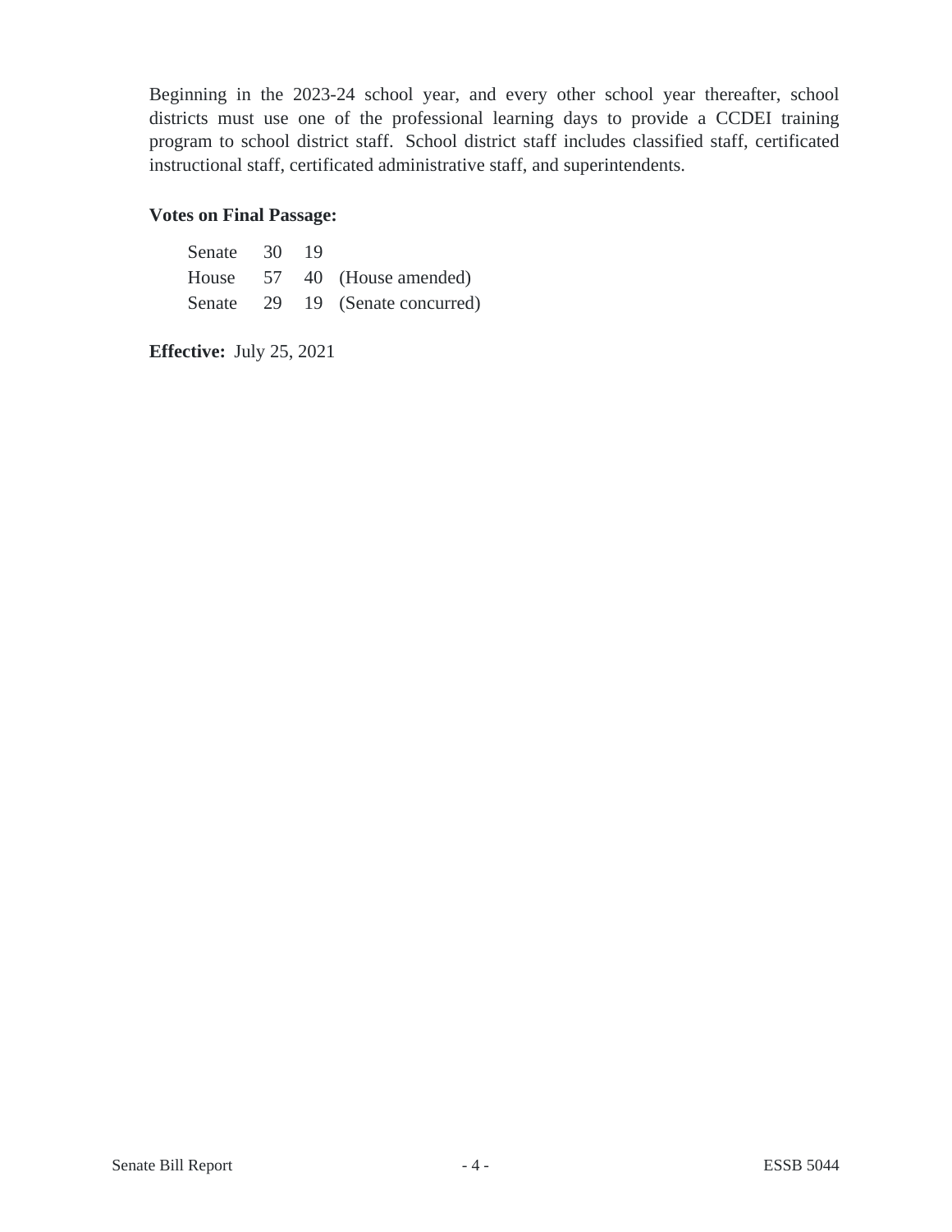Beginning in the 2023-24 school year, and every other school year thereafter, school districts must use one of the professional learning days to provide a CCDEI training program to school district staff. School district staff includes classified staff, certificated instructional staff, certificated administrative staff, and superintendents.

**Votes on Final Passage:**

| | | | |
|---|---|---|---|
| Senate | 30 | 19 | |
| House | 57 | 40 | (House amended) |
| Senate | 29 | 19 | (Senate concurred) |

**Effective:** July 25, 2021